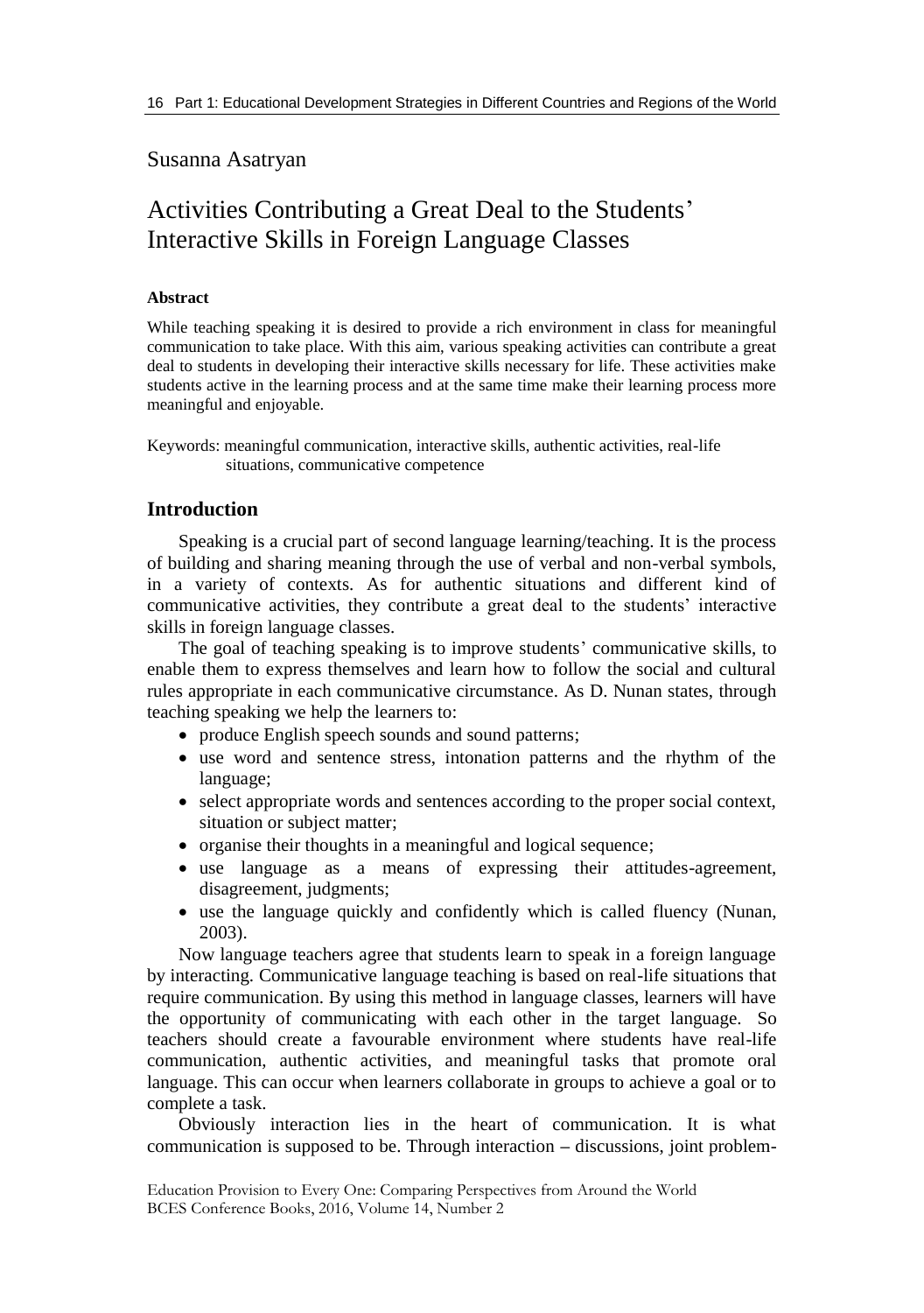Susanna Asatryan

# Activities Contributing a Great Deal to the Students' Interactive Skills in Foreign Language Classes

**Abstract**

While teaching speaking it is desired to provide a rich environment in class for meaningful communication to take place. With this aim, various speaking activities can contribute a great deal to students in developing their interactive skills necessary for life. These activities make students active in the learning process and at the same time make their learning process more meaningful and enjoyable.

Keywords: meaningful communication, interactive skills, authentic activities, real-life situations, communicative competence

## Introduction

Speaking is a crucial part of second language learning/teaching. It is the process of building and sharing meaning through the use of verbal and non-verbal symbols, in a variety of contexts. As for authentic situations and different kind of communicative activities, they contribute a great deal to the students' interactive skills in foreign language classes.

The goal of teaching speaking is to improve students' communicative skills, to enable them to express themselves and learn how to follow the social and cultural rules appropriate in each communicative circumstance. As D. Nunan states, through teaching speaking we help the learners to:

- produce English speech sounds and sound patterns;
- use word and sentence stress, intonation patterns and the rhythm of the language;
- select appropriate words and sentences according to the proper social context, situation or subject matter;
- organise their thoughts in a meaningful and logical sequence;
- use language as a means of expressing their attitudes-agreement, disagreement, judgments;
- use the language quickly and confidently which is called fluency (Nunan, 2003).

Now language teachers agree that students learn to speak in a foreign language by interacting. Communicative language teaching is based on real-life situations that require communication. By using this method in language classes, learners will have the opportunity of communicating with each other in the target language. So teachers should create a favourable environment where students have real-life communication, authentic activities, and meaningful tasks that promote oral language. This can occur when learners collaborate in groups to achieve a goal or to complete a task.

Obviously interaction lies in the heart of communication. It is what communication is supposed to be. Through interaction – discussions, joint problem-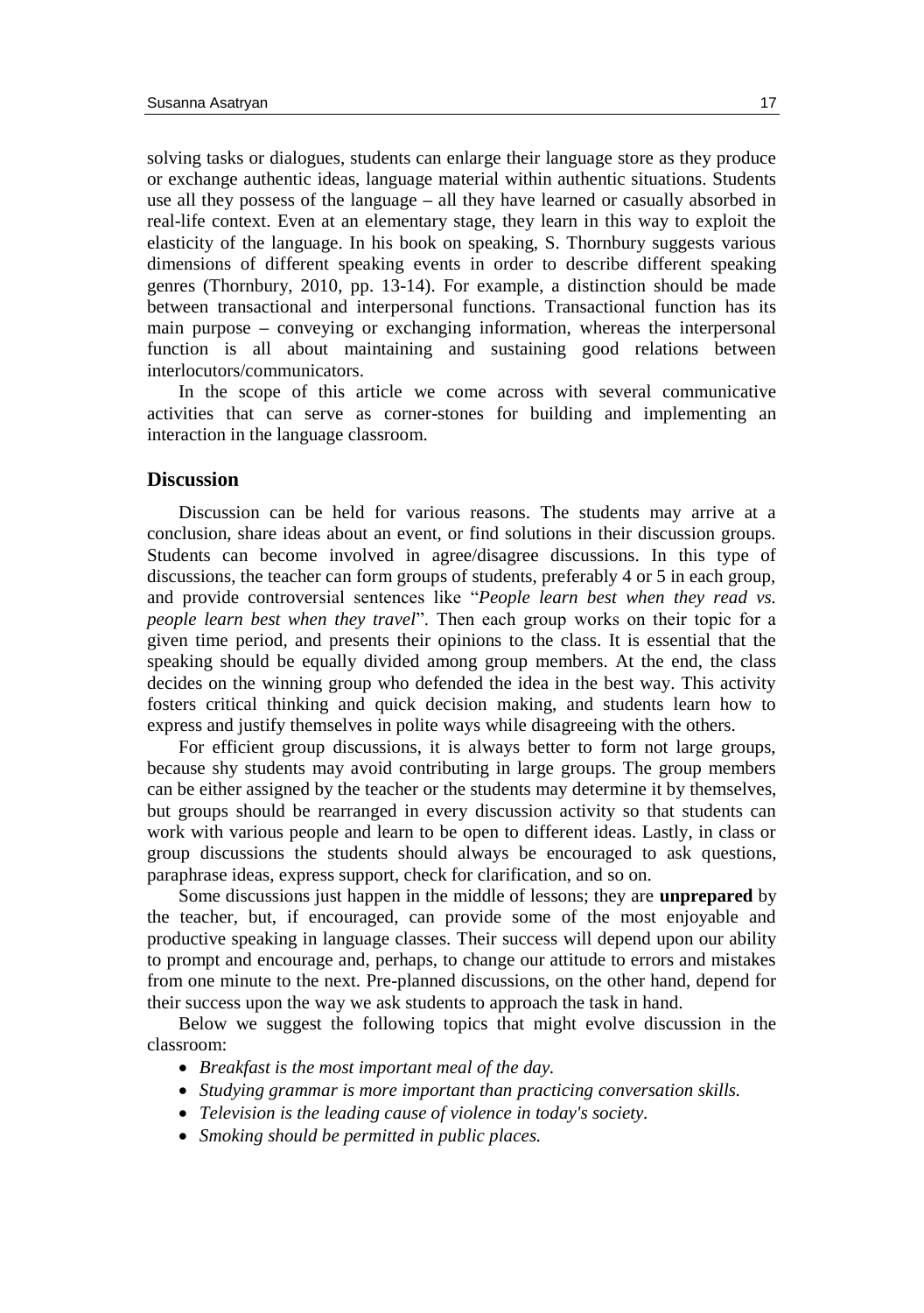solving tasks or dialogues, students can enlarge their language store as they produce or exchange authentic ideas, language material within authentic situations. Students use all they possess of the language – all they have learned or casually absorbed in real-life context. Even at an elementary stage, they learn in this way to exploit the elasticity of the language. In his book on speaking, S. Thornbury suggests various dimensions of different speaking events in order to describe different speaking genres (Thornbury, 2010, pp. 13-14). For example, a distinction should be made between transactional and interpersonal functions. Transactional function has its main purpose – conveying or exchanging information, whereas the interpersonal function is all about maintaining and sustaining good relations between interlocutors/communicators.

In the scope of this article we come across with several communicative activities that can serve as corner-stones for building and implementing an interaction in the language classroom.

## Discussion

Discussion can be held for various reasons. The students may arrive at a conclusion, share ideas about an event, or find solutions in their discussion groups. Students can become involved in agree/disagree discussions. In this type of discussions, the teacher can form groups of students, preferably 4 or 5 in each group, and provide controversial sentences like "*People learn best when they read vs. people learn best when they travel*". Then each group works on their topic for a given time period, and presents their opinions to the class. It is essential that the speaking should be equally divided among group members. At the end, the class decides on the winning group who defended the idea in the best way. This activity fosters critical thinking and quick decision making, and students learn how to express and justify themselves in polite ways while disagreeing with the others.

For efficient group discussions, it is always better to form not large groups, because shy students may avoid contributing in large groups. The group members can be either assigned by the teacher or the students may determine it by themselves, but groups should be rearranged in every discussion activity so that students can work with various people and learn to be open to different ideas. Lastly, in class or group discussions the students should always be encouraged to ask questions, paraphrase ideas, express support, check for clarification, and so on.

Some discussions just happen in the middle of lessons; they are **unprepared** by the teacher, but, if encouraged, can provide some of the most enjoyable and productive speaking in language classes. Their success will depend upon our ability to prompt and encourage and, perhaps, to change our attitude to errors and mistakes from one minute to the next. Pre-planned discussions, on the other hand, depend for their success upon the way we ask students to approach the task in hand.

Below we suggest the following topics that might evolve discussion in the classroom:

- *Breakfast is the most important meal of the day.*
- *Studying grammar is more important than practicing conversation skills.*
- *Television is the leading cause of violence in today's society.*
- *Smoking should be permitted in public places.*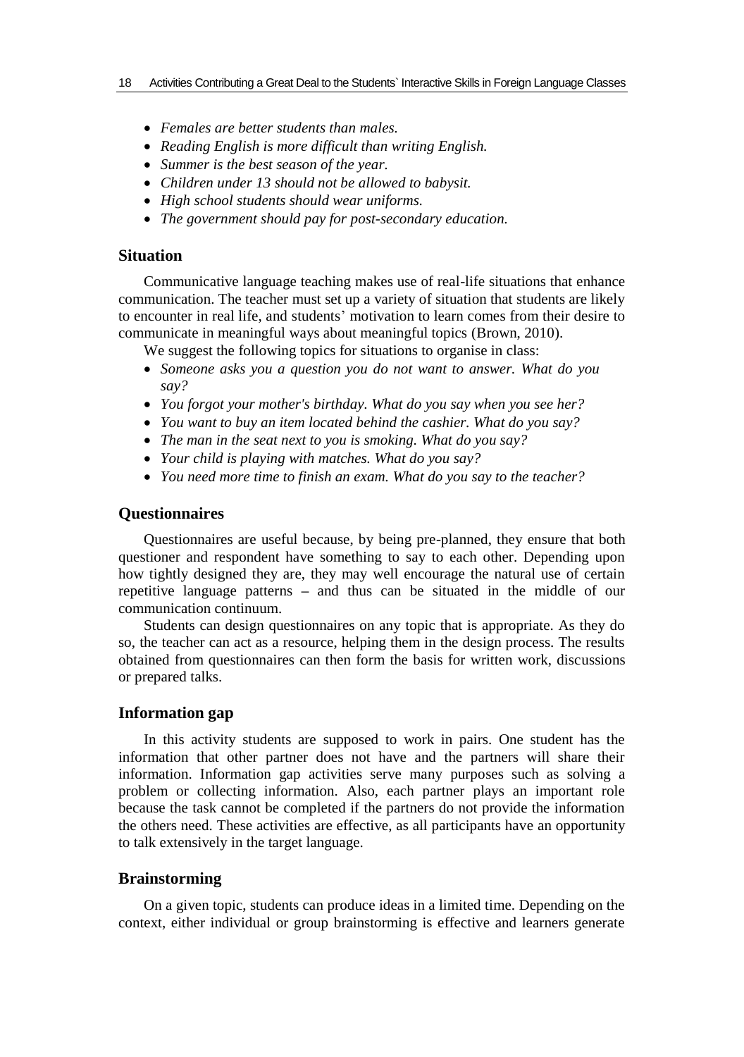- *Females are better students than males.*
- *Reading English is more difficult than writing English.*
- *Summer is the best season of the year.*
- *Children under 13 should not be allowed to babysit.*
- *High school students should wear uniforms.*
- *The government should pay for post-secondary education.*

## Situation

Communicative language teaching makes use of real-life situations that enhance communication. The teacher must set up a variety of situation that students are likely to encounter in real life, and students' motivation to learn comes from their desire to communicate in meaningful ways about meaningful topics (Brown, 2010).

We suggest the following topics for situations to organise in class:

- *Someone asks you a question you do not want to answer. What do you say?*
- *You forgot your mother's birthday. What do you say when you see her?*
- *You want to buy an item located behind the cashier. What do you say?*
- *The man in the seat next to you is smoking. What do you say?*
- *Your child is playing with matches. What do you say?*
- *You need more time to finish an exam. What do you say to the teacher?*

## Questionnaires

Questionnaires are useful because, by being pre-planned, they ensure that both questioner and respondent have something to say to each other. Depending upon how tightly designed they are, they may well encourage the natural use of certain repetitive language patterns – and thus can be situated in the middle of our communication continuum.

Students can design questionnaires on any topic that is appropriate. As they do so, the teacher can act as a resource, helping them in the design process. The results obtained from questionnaires can then form the basis for written work, discussions or prepared talks.

## Information gap

In this activity students are supposed to work in pairs. One student has the information that other partner does not have and the partners will share their information. Information gap activities serve many purposes such as solving a problem or collecting information. Also, each partner plays an important role because the task cannot be completed if the partners do not provide the information the others need. These activities are effective, as all participants have an opportunity to talk extensively in the target language.

## Brainstorming

On a given topic, students can produce ideas in a limited time. Depending on the context, either individual or group brainstorming is effective and learners generate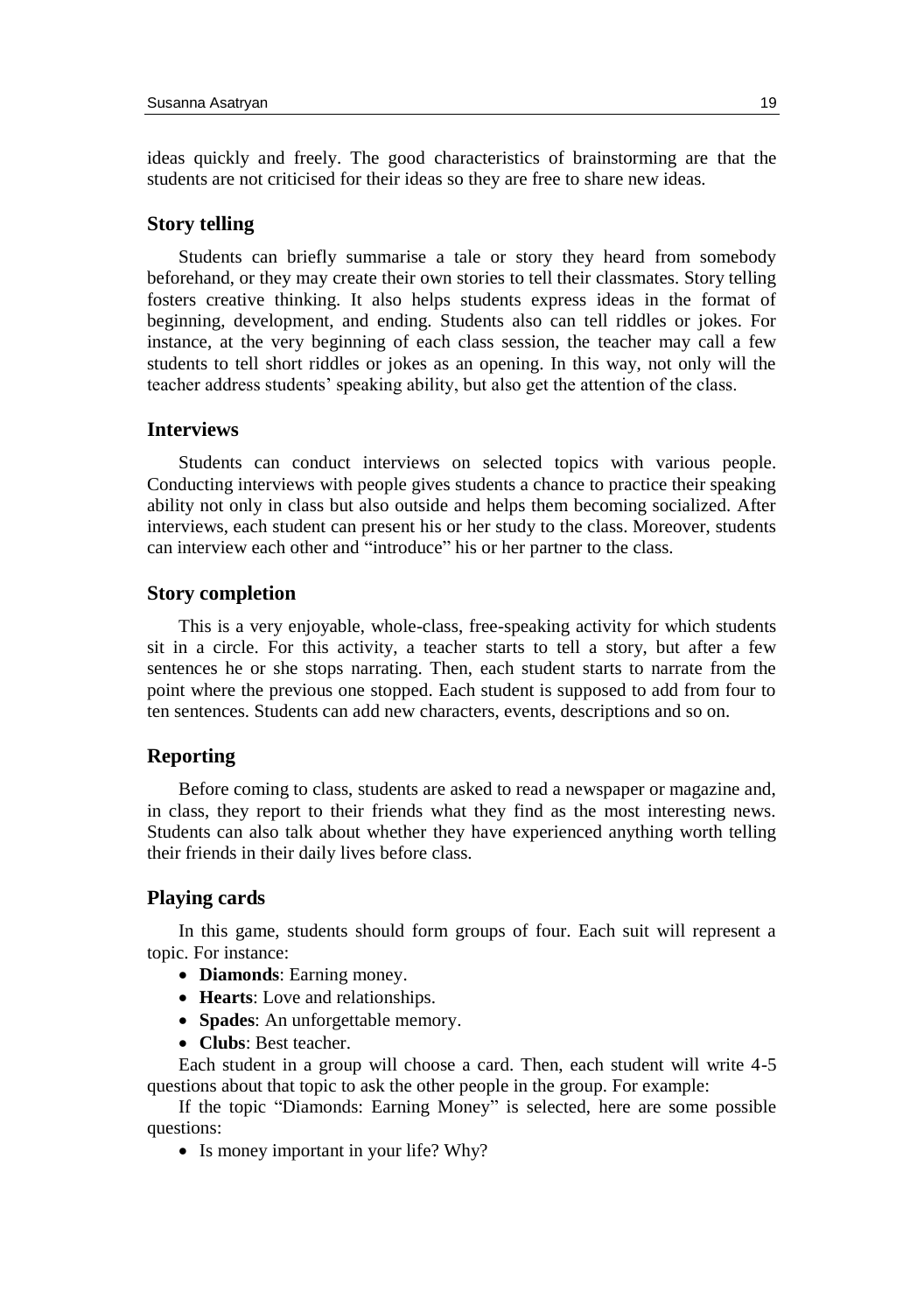ideas quickly and freely. The good characteristics of brainstorming are that the students are not criticised for their ideas so they are free to share new ideas.

### Story telling

Students can briefly summarise a tale or story they heard from somebody beforehand, or they may create their own stories to tell their classmates. Story telling fosters creative thinking. It also helps students express ideas in the format of beginning, development, and ending. Students also can tell riddles or jokes. For instance, at the very beginning of each class session, the teacher may call a few students to tell short riddles or jokes as an opening. In this way, not only will the teacher address students' speaking ability, but also get the attention of the class.

### Interviews

Students can conduct interviews on selected topics with various people. Conducting interviews with people gives students a chance to practice their speaking ability not only in class but also outside and helps them becoming socialized. After interviews, each student can present his or her study to the class. Moreover, students can interview each other and "introduce" his or her partner to the class.

### Story completion

This is a very enjoyable, whole-class, free-speaking activity for which students sit in a circle. For this activity, a teacher starts to tell a story, but after a few sentences he or she stops narrating. Then, each student starts to narrate from the point where the previous one stopped. Each student is supposed to add from four to ten sentences. Students can add new characters, events, descriptions and so on.

### Reporting

Before coming to class, students are asked to read a newspaper or magazine and, in class, they report to their friends what they find as the most interesting news. Students can also talk about whether they have experienced anything worth telling their friends in their daily lives before class.

### Playing cards

In this game, students should form groups of four. Each suit will represent a topic. For instance:

- **Diamonds**: Earning money.
- **Hearts**: Love and relationships.
- **Spades**: An unforgettable memory.
- **Clubs**: Best teacher.

Each student in a group will choose a card. Then, each student will write 4-5 questions about that topic to ask the other people in the group. For example:

If the topic "Diamonds: Earning Money" is selected, here are some possible questions:

- Is money important in your life? Why?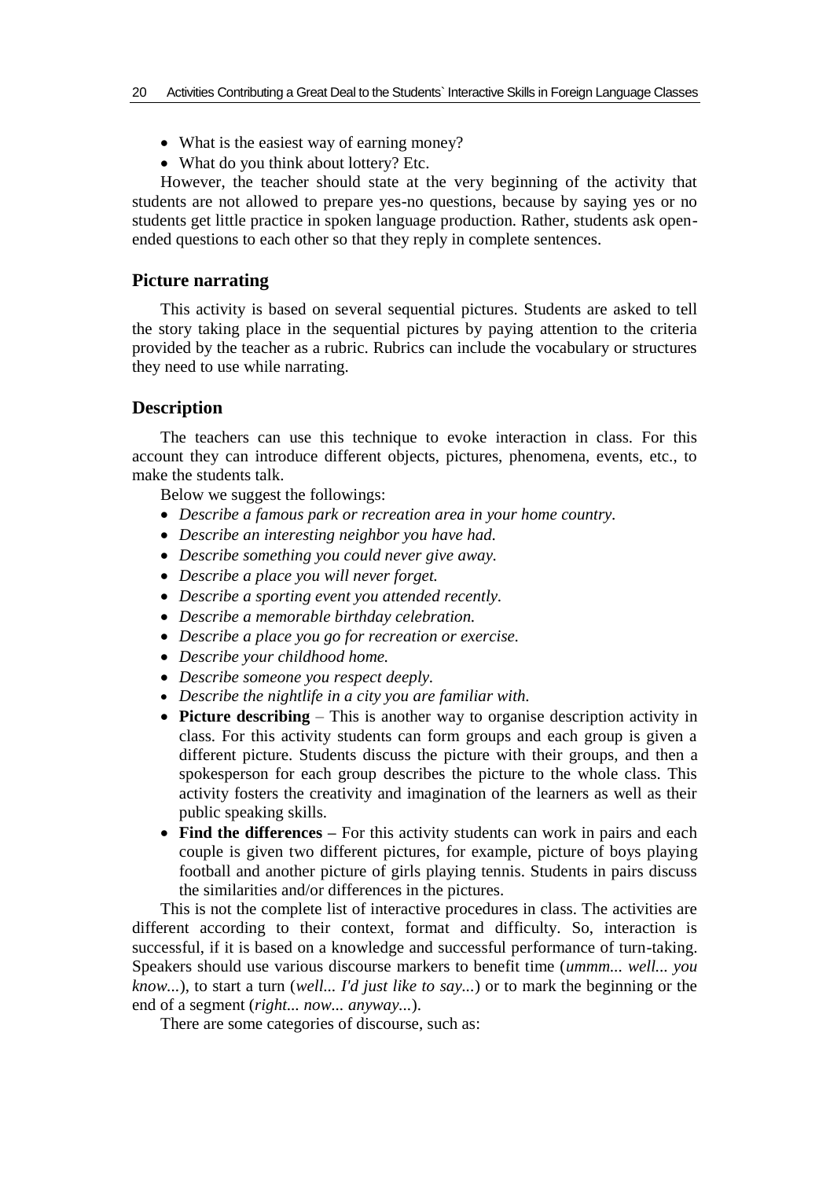- What is the easiest way of earning money?
- What do you think about lottery? Etc.

However, the teacher should state at the very beginning of the activity that students are not allowed to prepare yes-no questions, because by saying yes or no students get little practice in spoken language production. Rather, students ask open-ended questions to each other so that they reply in complete sentences.

### Picture narrating

This activity is based on several sequential pictures. Students are asked to tell the story taking place in the sequential pictures by paying attention to the criteria provided by the teacher as a rubric. Rubrics can include the vocabulary or structures they need to use while narrating.

### Description

The teachers can use this technique to evoke interaction in class. For this account they can introduce different objects, pictures, phenomena, events, etc., to make the students talk.

Below we suggest the followings:

- *Describe a famous park or recreation area in your home country.*
- *Describe an interesting neighbor you have had.*
- *Describe something you could never give away.*
- *Describe a place you will never forget.*
- *Describe a sporting event you attended recently.*
- *Describe a memorable birthday celebration.*
- *Describe a place you go for recreation or exercise.*
- *Describe your childhood home.*
- *Describe someone you respect deeply.*
- *Describe the nightlife in a city you are familiar with.*
- **Picture describing** – This is another way to organise description activity in class. For this activity students can form groups and each group is given a different picture. Students discuss the picture with their groups, and then a spokesperson for each group describes the picture to the whole class. This activity fosters the creativity and imagination of the learners as well as their public speaking skills.
- **Find the differences –** For this activity students can work in pairs and each couple is given two different pictures, for example, picture of boys playing football and another picture of girls playing tennis. Students in pairs discuss the similarities and/or differences in the pictures.

This is not the complete list of interactive procedures in class. The activities are different according to their context, format and difficulty. So, interaction is successful, if it is based on a knowledge and successful performance of turn-taking. Speakers should use various discourse markers to benefit time (*ummm... well... you know...*), to start a turn (*well... I'd just like to say...*) or to mark the beginning or the end of a segment (*right... now... anyway...*).

There are some categories of discourse, such as: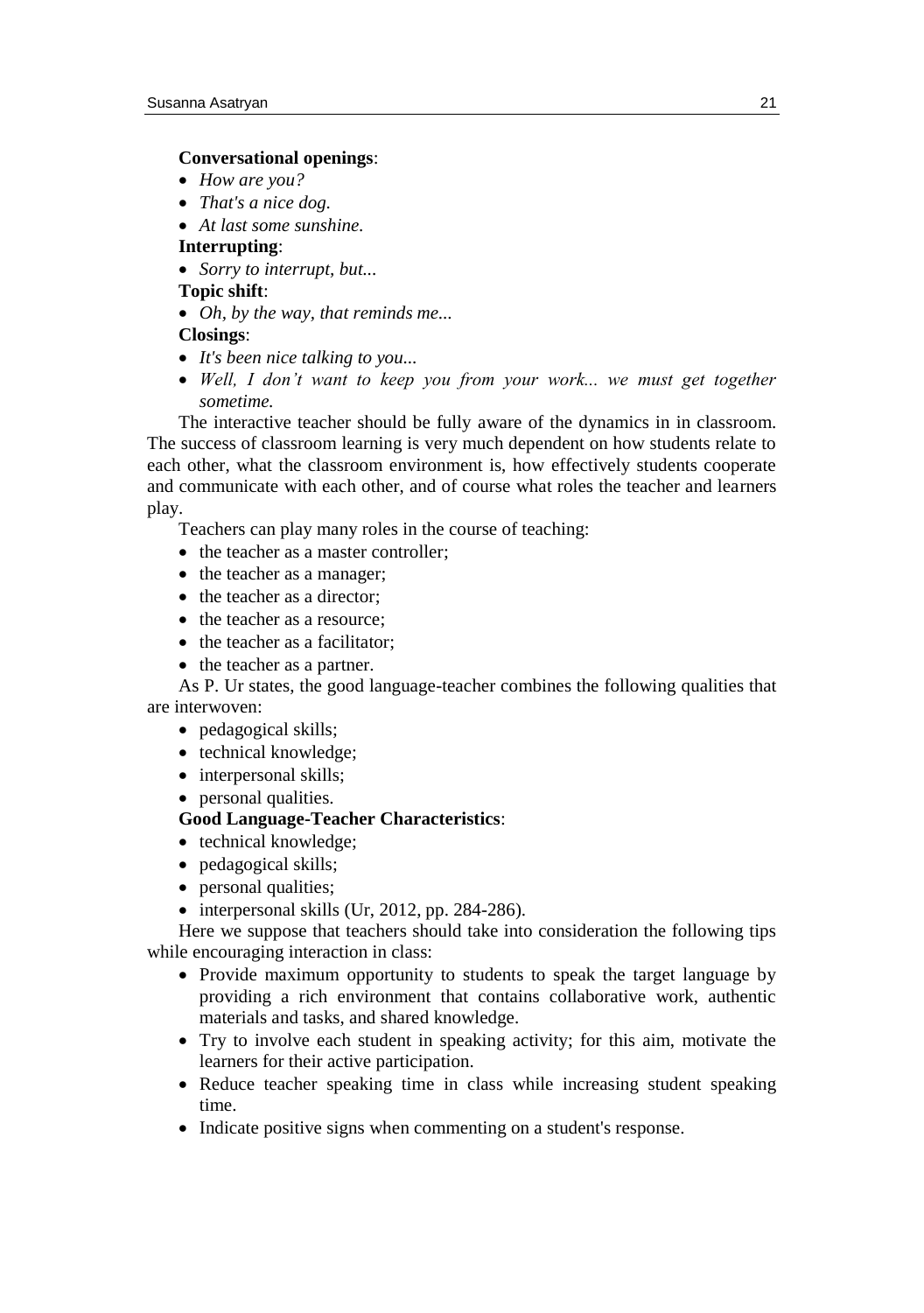**Conversational openings**:

- *How are you?*
- *That's a nice dog.*
- *At last some sunshine.*

**Interrupting**:

- *Sorry to interrupt, but...*

**Topic shift**:

- *Oh, by the way, that reminds me...*

**Closings**:

- *It's been nice talking to you...*
- *Well, I don't want to keep you from your work... we must get together sometime.*

The interactive teacher should be fully aware of the dynamics in in classroom. The success of classroom learning is very much dependent on how students relate to each other, what the classroom environment is, how effectively students cooperate and communicate with each other, and of course what roles the teacher and learners play.

Teachers can play many roles in the course of teaching:

- the teacher as a master controller;
- the teacher as a manager;
- the teacher as a director;
- the teacher as a resource;
- the teacher as a facilitator;
- the teacher as a partner.

As P. Ur states, the good language-teacher combines the following qualities that are interwoven:

- pedagogical skills;
- technical knowledge;
- interpersonal skills;
- personal qualities.

**Good Language-Teacher Characteristics**:

- technical knowledge;
- pedagogical skills;
- personal qualities;
- interpersonal skills (Ur, 2012, pp. 284-286).

Here we suppose that teachers should take into consideration the following tips while encouraging interaction in class:

- Provide maximum opportunity to students to speak the target language by providing a rich environment that contains collaborative work, authentic materials and tasks, and shared knowledge.
- Try to involve each student in speaking activity; for this aim, motivate the learners for their active participation.
- Reduce teacher speaking time in class while increasing student speaking time.
- Indicate positive signs when commenting on a student's response.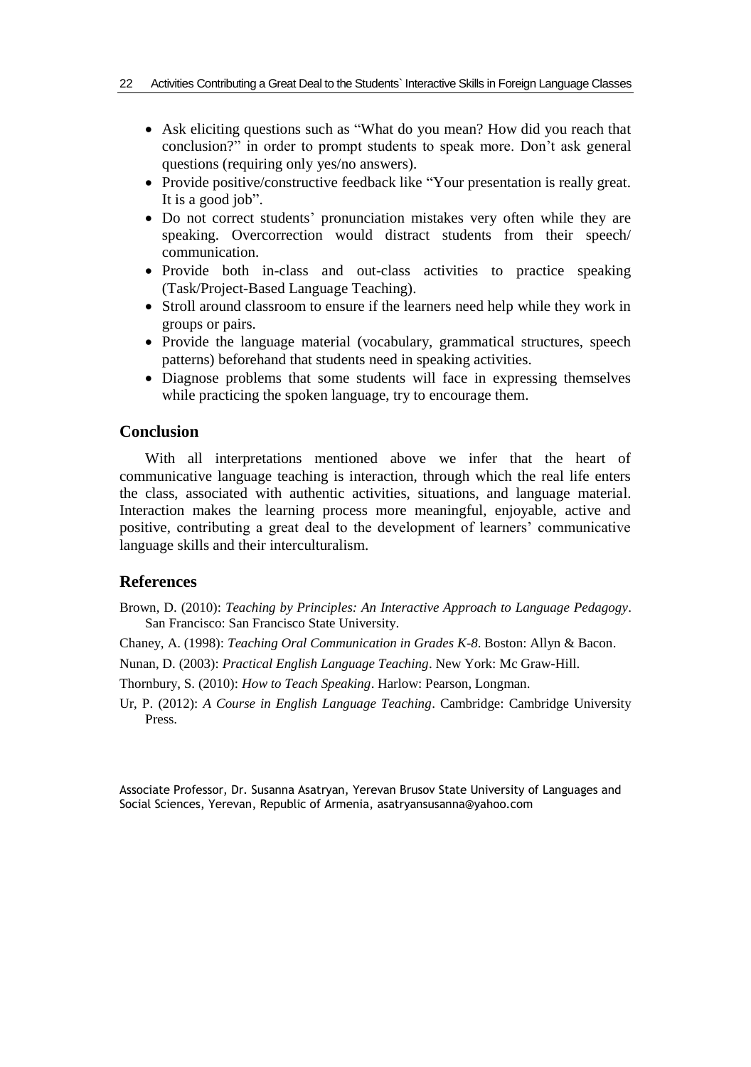- Ask eliciting questions such as "What do you mean? How did you reach that conclusion?" in order to prompt students to speak more. Don't ask general questions (requiring only yes/no answers).
- Provide positive/constructive feedback like "Your presentation is really great. It is a good job".
- Do not correct students' pronunciation mistakes very often while they are speaking. Overcorrection would distract students from their speech/ communication.
- Provide both in-class and out-class activities to practice speaking (Task/Project-Based Language Teaching).
- Stroll around classroom to ensure if the learners need help while they work in groups or pairs.
- Provide the language material (vocabulary, grammatical structures, speech patterns) beforehand that students need in speaking activities.
- Diagnose problems that some students will face in expressing themselves while practicing the spoken language, try to encourage them.

## Conclusion

With all interpretations mentioned above we infer that the heart of communicative language teaching is interaction, through which the real life enters the class, associated with authentic activities, situations, and language material. Interaction makes the learning process more meaningful, enjoyable, active and positive, contributing a great deal to the development of learners' communicative language skills and their interculturalism.

## References

Brown, D. (2010): *Teaching by Principles: An Interactive Approach to Language Pedagogy*. San Francisco: San Francisco State University.

Chaney, A. (1998): *Teaching Oral Communication in Grades K-8*. Boston: Allyn & Bacon.

Nunan, D. (2003): *Practical English Language Teaching*. New York: Mc Graw-Hill.

Thornbury, S. (2010): *How to Teach Speaking*. Harlow: Pearson, Longman.

Ur, P. (2012): *A Course in English Language Teaching*. Cambridge: Cambridge University Press.

Associate Professor, Dr. Susanna Asatryan, Yerevan Brusov State University of Languages and Social Sciences, Yerevan, Republic of Armenia, asatryansusanna@yahoo.com